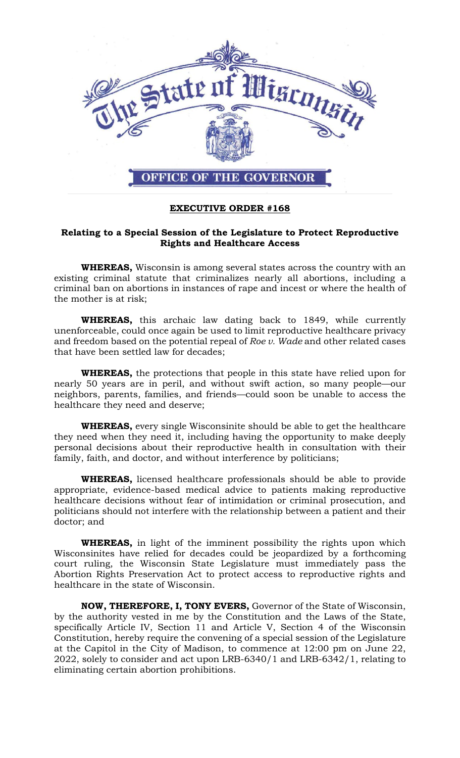# The State of Wisconsin

## OFFICE OF THE GOVERNOR

**EXECUTIVE ORDER #168**

**Relating to a Special Session of the Legislature to Protect Reproductive Rights and Healthcare Access**

**WHEREAS,** Wisconsin is among several states across the country with an existing criminal statute that criminalizes nearly all abortions, including a criminal ban on abortions in instances of rape and incest or where the health of the mother is at risk;

**WHEREAS,** this archaic law dating back to 1849, while currently unenforceable, could once again be used to limit reproductive healthcare privacy and freedom based on the potential repeal of *Roe v. Wade* and other related cases that have been settled law for decades;

**WHEREAS,** the protections that people in this state have relied upon for nearly 50 years are in peril, and without swift action, so many people—our neighbors, parents, families, and friends—could soon be unable to access the healthcare they need and deserve;

**WHEREAS,** every single Wisconsinite should be able to get the healthcare they need when they need it, including having the opportunity to make deeply personal decisions about their reproductive health in consultation with their family, faith, and doctor, and without interference by politicians;

**WHEREAS,** licensed healthcare professionals should be able to provide appropriate, evidence-based medical advice to patients making reproductive healthcare decisions without fear of intimidation or criminal prosecution, and politicians should not interfere with the relationship between a patient and their doctor; and

**WHEREAS,** in light of the imminent possibility the rights upon which Wisconsinites have relied for decades could be jeopardized by a forthcoming court ruling, the Wisconsin State Legislature must immediately pass the Abortion Rights Preservation Act to protect access to reproductive rights and healthcare in the state of Wisconsin.

**NOW, THEREFORE, I, TONY EVERS,** Governor of the State of Wisconsin, by the authority vested in me by the Constitution and the Laws of the State, specifically Article IV, Section 11 and Article V, Section 4 of the Wisconsin Constitution, hereby require the convening of a special session of the Legislature at the Capitol in the City of Madison, to commence at 12:00 pm on June 22, 2022, solely to consider and act upon LRB-6340/1 and LRB-6342/1, relating to eliminating certain abortion prohibitions.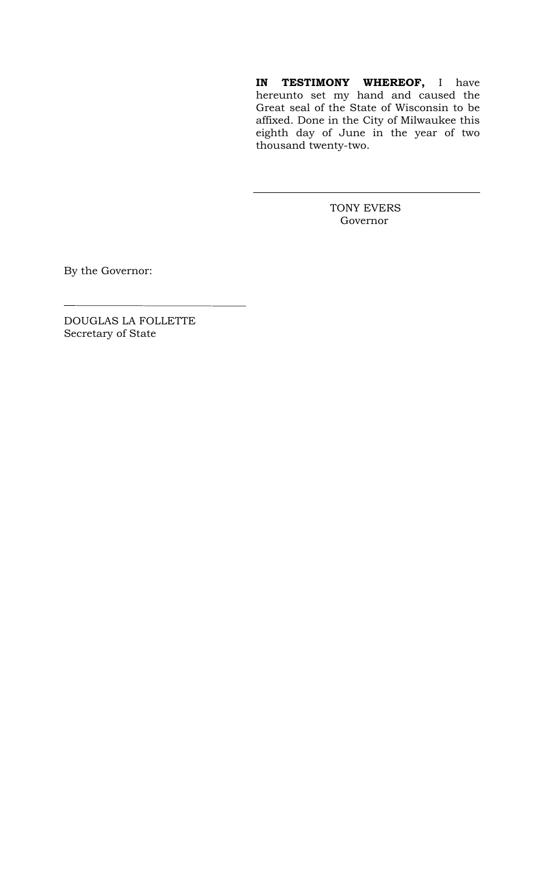**IN TESTIMONY WHEREOF,** I have hereunto set my hand and caused the Great seal of the State of Wisconsin to be affixed. Done in the City of Milwaukee this eighth day of June in the year of two thousand twenty-two.

\_\_\_\_\_\_\_\_\_\_\_\_\_\_\_\_\_\_\_\_\_\_\_\_\_\_\_\_\_\_\_\_\_\_\_\_

TONY EVERS
Governor

By the Governor:

\_\_\_\_\_\_\_\_\_\_\_\_\_\_\_\_\_\_\_\_\_\_\_\_\_\_\_\_\_\_\_\_\_\_\_\_

DOUGLAS LA FOLLETTE
Secretary of State